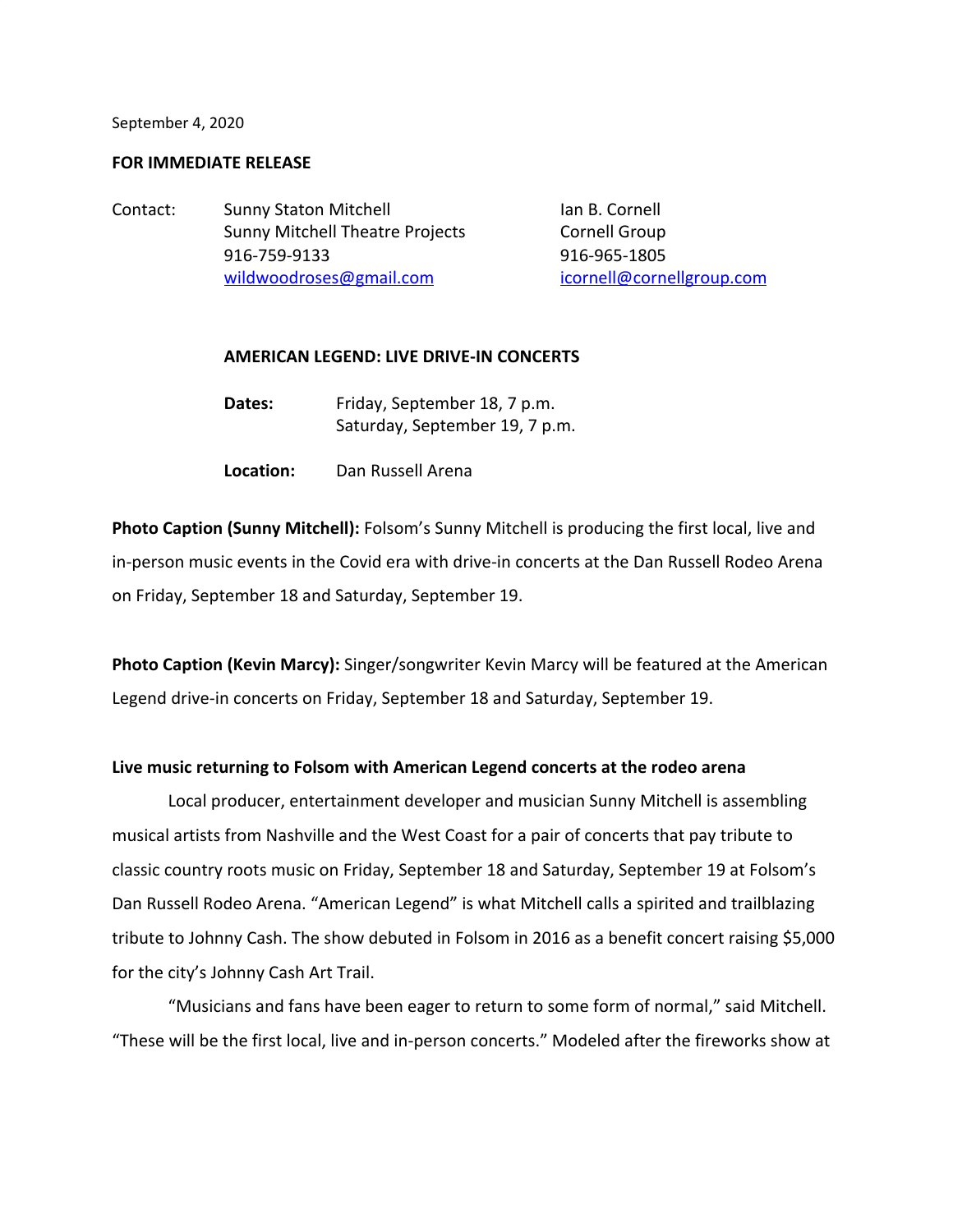September 4, 2020

**FOR IMMEDIATE RELEASE**

Contact:

Sunny Staton Mitchell
Sunny Mitchell Theatre Projects
916-759-9133
wildwoodroses@gmail.com

Ian B. Cornell
Cornell Group
916-965-1805
icornell@cornellgroup.com

**AMERICAN LEGEND: LIVE DRIVE-IN CONCERTS**

**Dates:** Friday, September 18, 7 p.m.
Saturday, September 19, 7 p.m.

**Location:** Dan Russell Arena

**Photo Caption (Sunny Mitchell):** Folsom's Sunny Mitchell is producing the first local, live and in-person music events in the Covid era with drive-in concerts at the Dan Russell Rodeo Arena on Friday, September 18 and Saturday, September 19.

**Photo Caption (Kevin Marcy):** Singer/songwriter Kevin Marcy will be featured at the American Legend drive-in concerts on Friday, September 18 and Saturday, September 19.

**Live music returning to Folsom with American Legend concerts at the rodeo arena**

Local producer, entertainment developer and musician Sunny Mitchell is assembling musical artists from Nashville and the West Coast for a pair of concerts that pay tribute to classic country roots music on Friday, September 18 and Saturday, September 19 at Folsom's Dan Russell Rodeo Arena. "American Legend" is what Mitchell calls a spirited and trailblazing tribute to Johnny Cash. The show debuted in Folsom in 2016 as a benefit concert raising $5,000 for the city's Johnny Cash Art Trail.

"Musicians and fans have been eager to return to some form of normal," said Mitchell. "These will be the first local, live and in-person concerts." Modeled after the fireworks show at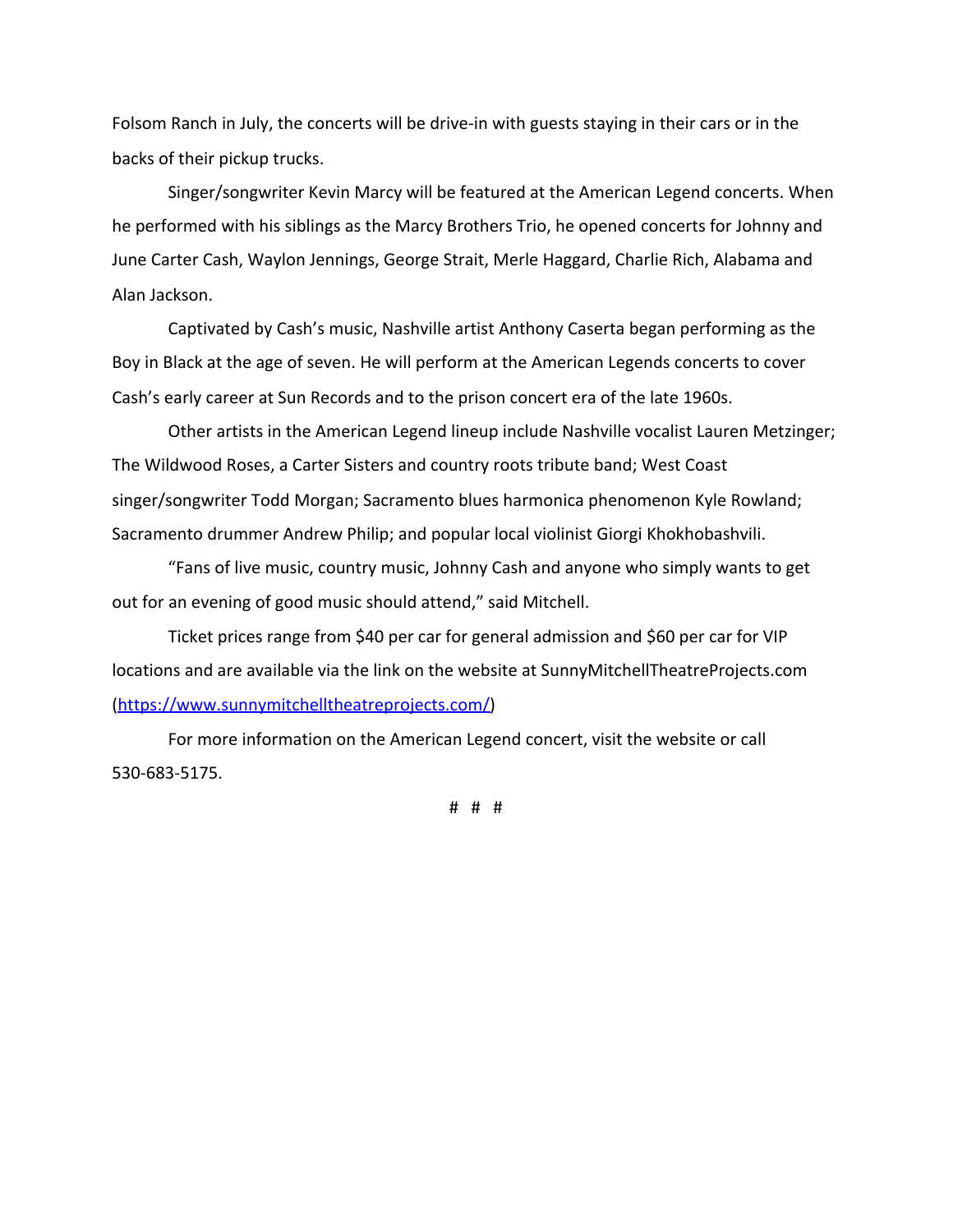Folsom Ranch in July, the concerts will be drive-in with guests staying in their cars or in the backs of their pickup trucks.

Singer/songwriter Kevin Marcy will be featured at the American Legend concerts. When he performed with his siblings as the Marcy Brothers Trio, he opened concerts for Johnny and June Carter Cash, Waylon Jennings, George Strait, Merle Haggard, Charlie Rich, Alabama and Alan Jackson.

Captivated by Cash's music, Nashville artist Anthony Caserta began performing as the Boy in Black at the age of seven. He will perform at the American Legends concerts to cover Cash's early career at Sun Records and to the prison concert era of the late 1960s.

Other artists in the American Legend lineup include Nashville vocalist Lauren Metzinger; The Wildwood Roses, a Carter Sisters and country roots tribute band; West Coast singer/songwriter Todd Morgan; Sacramento blues harmonica phenomenon Kyle Rowland; Sacramento drummer Andrew Philip; and popular local violinist Giorgi Khokhobashvili.

"Fans of live music, country music, Johnny Cash and anyone who simply wants to get out for an evening of good music should attend," said Mitchell.

Ticket prices range from $40 per car for general admission and $60 per car for VIP locations and are available via the link on the website at SunnyMitchellTheatreProjects.com ([https://www.sunnymitchelltheatreprojects.com/](https://www.sunnymitchelltheatreprojects.com/))

For more information on the American Legend concert, visit the website or call 530-683-5175.

# # #